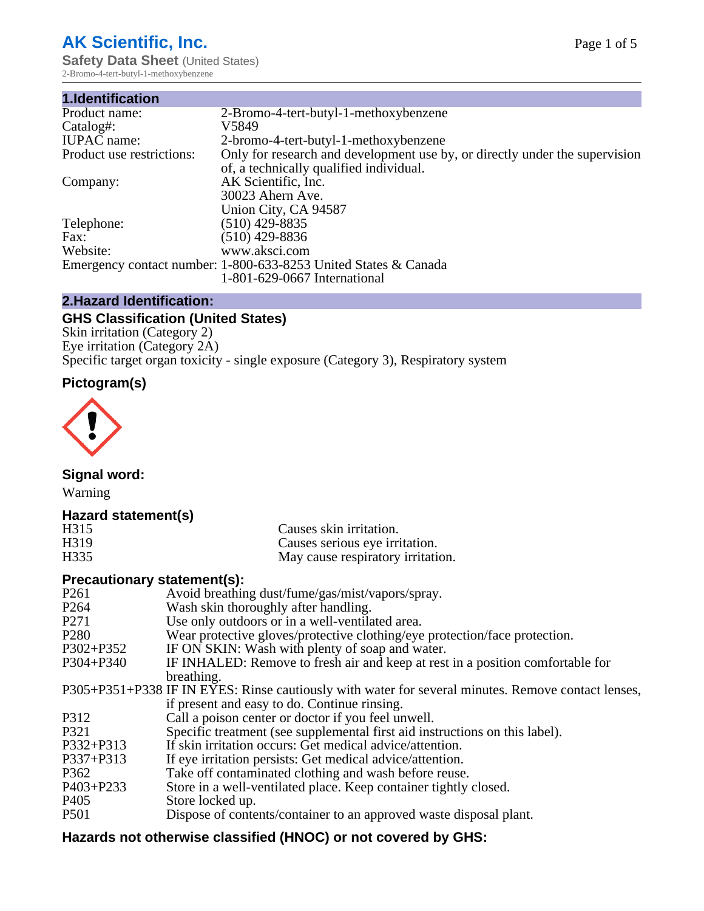# AK Scientific, Inc.

**Safety Data Sheet** (United States)
2-Bromo-4-tert-butyl-1-methoxybenzene

## 1.Identification

| | |
|---|---|
| Product name: | 2-Bromo-4-tert-butyl-1-methoxybenzene |
| Catalog#: | V5849 |
| IUPAC name: | 2-bromo-4-tert-butyl-1-methoxybenzene |
| Product use restrictions: | Only for research and development use by, or directly under the supervision of, a technically qualified individual. |
| Company: | AK Scientific, Inc.<br>30023 Ahern Ave.<br>Union City, CA 94587 |
| Telephone: | (510) 429-8835 |
| Fax: | (510) 429-8836 |
| Website: | www.aksci.com |
| Emergency contact number: | 1-800-633-8253 United States & Canada<br>1-801-629-0667 International |

## 2.Hazard Identification:

### GHS Classification (United States)

Skin irritation (Category 2)
Eye irritation (Category 2A)
Specific target organ toxicity - single exposure (Category 3), Respiratory system

### Pictogram(s)

### Signal word:

Warning

### Hazard statement(s)

| | |
|---|---|
| H315 | Causes skin irritation. |
| H319 | Causes serious eye irritation. |
| H335 | May cause respiratory irritation. |

### Precautionary statement(s):

| | |
|---|---|
| P261 | Avoid breathing dust/fume/gas/mist/vapors/spray. |
| P264 | Wash skin thoroughly after handling. |
| P271 | Use only outdoors or in a well-ventilated area. |
| P280 | Wear protective gloves/protective clothing/eye protection/face protection. |
| P302+P352 | IF ON SKIN: Wash with plenty of soap and water. |
| P304+P340 | IF INHALED: Remove to fresh air and keep at rest in a position comfortable for breathing. |
| P305+P351+P338 | IF IN EYES: Rinse cautiously with water for several minutes. Remove contact lenses, if present and easy to do. Continue rinsing. |
| P312 | Call a poison center or doctor if you feel unwell. |
| P321 | Specific treatment (see supplemental first aid instructions on this label). |
| P332+P313 | If skin irritation occurs: Get medical advice/attention. |
| P337+P313 | If eye irritation persists: Get medical advice/attention. |
| P362 | Take off contaminated clothing and wash before reuse. |
| P403+P233 | Store in a well-ventilated place. Keep container tightly closed. |
| P405 | Store locked up. |
| P501 | Dispose of contents/container to an approved waste disposal plant. |

### Hazards not otherwise classified (HNOC) or not covered by GHS: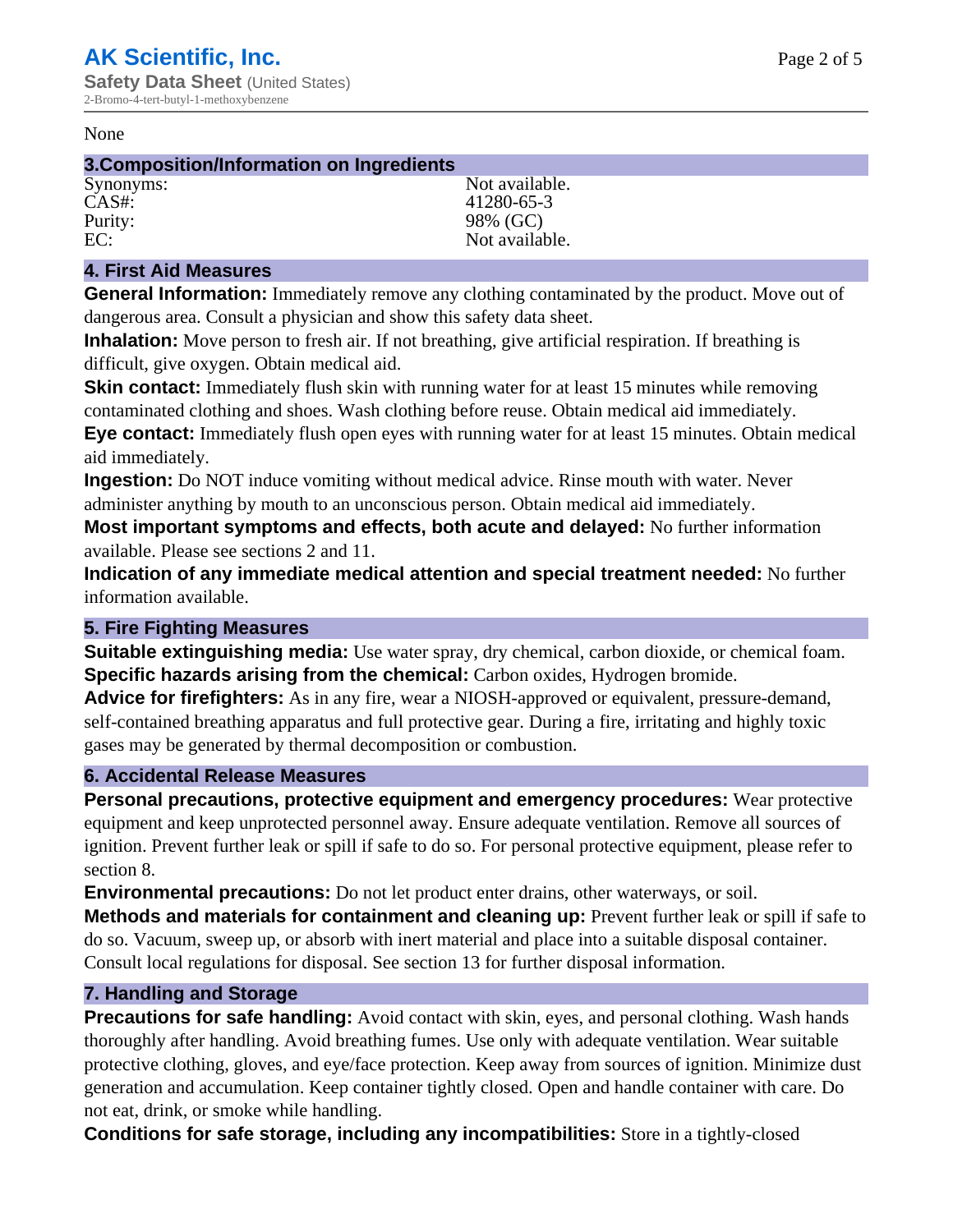None

## 3.Composition/Information on Ingredients

| | |
|---|---|
| Synonyms: | Not available. |
| CAS#: | 41280-65-3 |
| Purity: | 98% (GC) |
| EC: | Not available. |

## 4. First Aid Measures

**General Information:** Immediately remove any clothing contaminated by the product. Move out of dangerous area. Consult a physician and show this safety data sheet.

**Inhalation:** Move person to fresh air. If not breathing, give artificial respiration. If breathing is difficult, give oxygen. Obtain medical aid.

**Skin contact:** Immediately flush skin with running water for at least 15 minutes while removing contaminated clothing and shoes. Wash clothing before reuse. Obtain medical aid immediately.

**Eye contact:** Immediately flush open eyes with running water for at least 15 minutes. Obtain medical aid immediately.

**Ingestion:** Do NOT induce vomiting without medical advice. Rinse mouth with water. Never administer anything by mouth to an unconscious person. Obtain medical aid immediately.

**Most important symptoms and effects, both acute and delayed:** No further information available. Please see sections 2 and 11.

**Indication of any immediate medical attention and special treatment needed:** No further information available.

## 5. Fire Fighting Measures

**Suitable extinguishing media:** Use water spray, dry chemical, carbon dioxide, or chemical foam.

**Specific hazards arising from the chemical:** Carbon oxides, Hydrogen bromide.

**Advice for firefighters:** As in any fire, wear a NIOSH-approved or equivalent, pressure-demand, self-contained breathing apparatus and full protective gear. During a fire, irritating and highly toxic gases may be generated by thermal decomposition or combustion.

## 6. Accidental Release Measures

**Personal precautions, protective equipment and emergency procedures:** Wear protective equipment and keep unprotected personnel away. Ensure adequate ventilation. Remove all sources of ignition. Prevent further leak or spill if safe to do so. For personal protective equipment, please refer to section 8.

**Environmental precautions:** Do not let product enter drains, other waterways, or soil.

**Methods and materials for containment and cleaning up:** Prevent further leak or spill if safe to do so. Vacuum, sweep up, or absorb with inert material and place into a suitable disposal container. Consult local regulations for disposal. See section 13 for further disposal information.

## 7. Handling and Storage

**Precautions for safe handling:** Avoid contact with skin, eyes, and personal clothing. Wash hands thoroughly after handling. Avoid breathing fumes. Use only with adequate ventilation. Wear suitable protective clothing, gloves, and eye/face protection. Keep away from sources of ignition. Minimize dust generation and accumulation. Keep container tightly closed. Open and handle container with care. Do not eat, drink, or smoke while handling.

**Conditions for safe storage, including any incompatibilities:** Store in a tightly-closed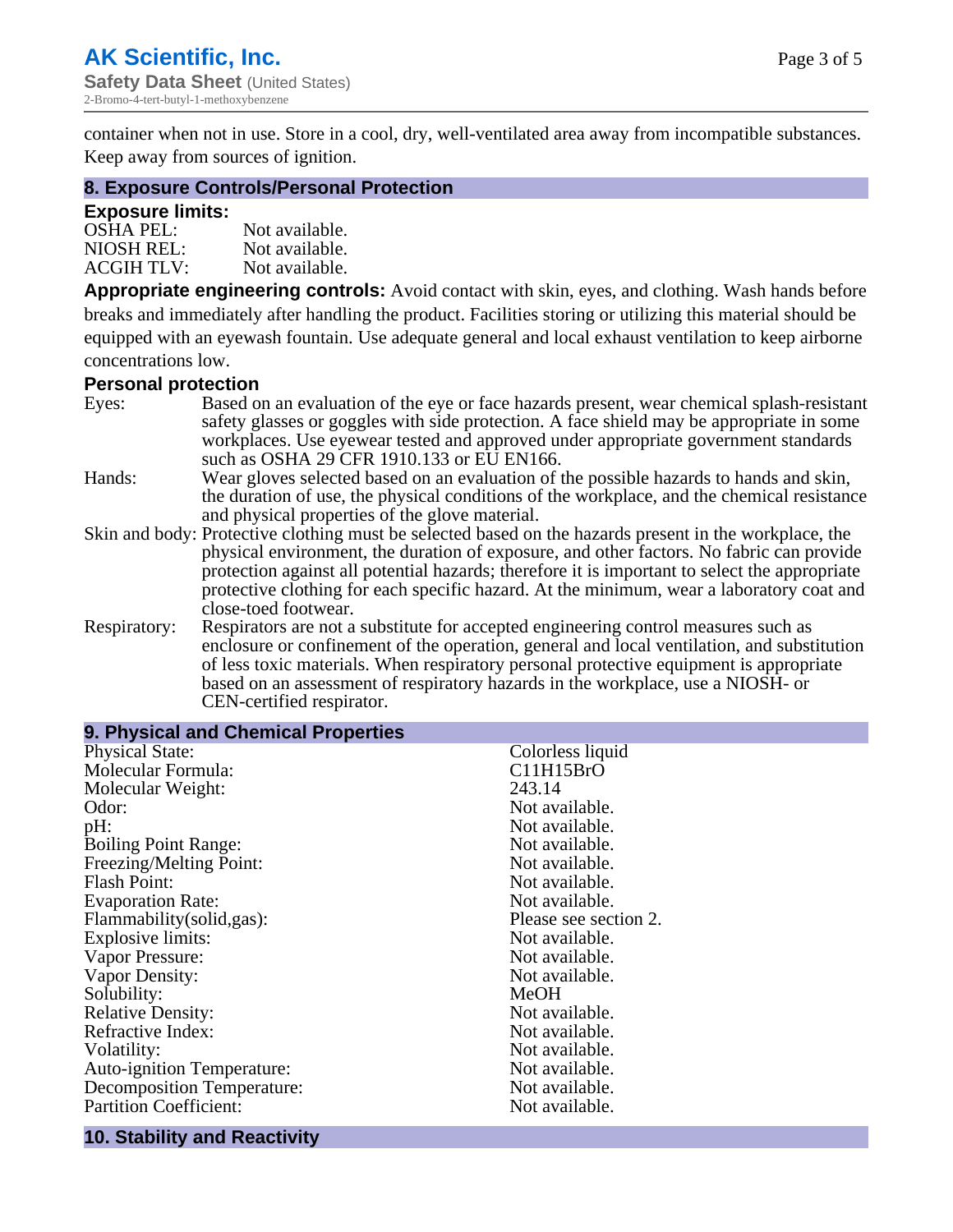container when not in use. Store in a cool, dry, well-ventilated area away from incompatible substances. Keep away from sources of ignition.

## 8. Exposure Controls/Personal Protection

### Exposure limits:

| | |
|---|---|
| OSHA PEL: | Not available. |
| NIOSH REL: | Not available. |
| ACGIH TLV: | Not available. |

**Appropriate engineering controls:** Avoid contact with skin, eyes, and clothing. Wash hands before breaks and immediately after handling the product. Facilities storing or utilizing this material should be equipped with an eyewash fountain. Use adequate general and local exhaust ventilation to keep airborne concentrations low.

### Personal protection

| | |
|---|---|
| Eyes: | Based on an evaluation of the eye or face hazards present, wear chemical splash-resistant safety glasses or goggles with side protection. A face shield may be appropriate in some workplaces. Use eyewear tested and approved under appropriate government standards such as OSHA 29 CFR 1910.133 or EU EN166. |
| Hands: | Wear gloves selected based on an evaluation of the possible hazards to hands and skin, the duration of use, the physical conditions of the workplace, and the chemical resistance and physical properties of the glove material. |
| Skin and body: | Protective clothing must be selected based on the hazards present in the workplace, the physical environment, the duration of exposure, and other factors. No fabric can provide protection against all potential hazards; therefore it is important to select the appropriate protective clothing for each specific hazard. At the minimum, wear a laboratory coat and close-toed footwear. |
| Respiratory: | Respirators are not a substitute for accepted engineering control measures such as enclosure or confinement of the operation, general and local ventilation, and substitution of less toxic materials. When respiratory personal protective equipment is appropriate based on an assessment of respiratory hazards in the workplace, use a NIOSH- or CEN-certified respirator. |

## 9. Physical and Chemical Properties

| | |
|---|---|
| Physical State: | Colorless liquid |
| Molecular Formula: | C11H15BrO |
| Molecular Weight: | 243.14 |
| Odor: | Not available. |
| pH: | Not available. |
| Boiling Point Range: | Not available. |
| Freezing/Melting Point: | Not available. |
| Flash Point: | Not available. |
| Evaporation Rate: | Not available. |
| Flammability(solid,gas): | Please see section 2. |
| Explosive limits: | Not available. |
| Vapor Pressure: | Not available. |
| Vapor Density: | Not available. |
| Solubility: | MeOH |
| Relative Density: | Not available. |
| Refractive Index: | Not available. |
| Volatility: | Not available. |
| Auto-ignition Temperature: | Not available. |
| Decomposition Temperature: | Not available. |
| Partition Coefficient: | Not available. |

## 10. Stability and Reactivity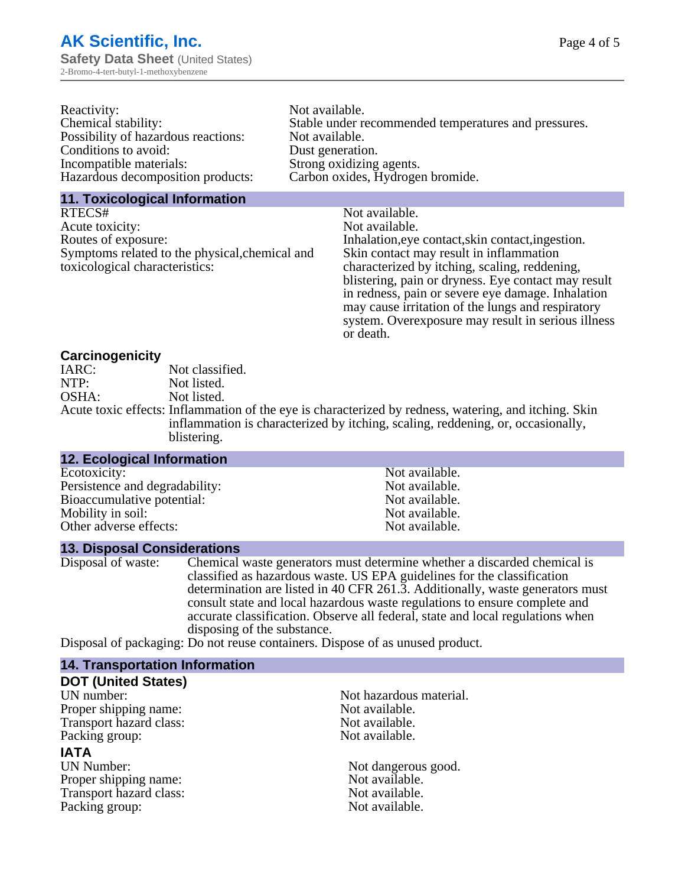| | |
|---|---|
| Reactivity: | Not available. |
| Chemical stability: | Stable under recommended temperatures and pressures. |
| Possibility of hazardous reactions: | Not available. |
| Conditions to avoid: | Dust generation. |
| Incompatible materials: | Strong oxidizing agents. |
| Hazardous decomposition products: | Carbon oxides, Hydrogen bromide. |

## 11. Toxicological Information

| | |
|---|---|
| RTECS# | Not available. |
| Acute toxicity: | Not available. |
| Routes of exposure: | Inhalation,eye contact,skin contact,ingestion. |
| Symptoms related to the physical,chemical and toxicological characteristics: | Skin contact may result in inflammation characterized by itching, scaling, reddening, blistering, pain or dryness. Eye contact may result in redness, pain or severe eye damage. Inhalation may cause irritation of the lungs and respiratory system. Overexposure may result in serious illness or death. |

### Carcinogenicity

| | |
|---|---|
| IARC: | Not classified. |
| NTP: | Not listed. |
| OSHA: | Not listed. |
| Acute toxic effects: | Inflammation of the eye is characterized by redness, watering, and itching. Skin inflammation is characterized by itching, scaling, reddening, or, occasionally, blistering. |

## 12. Ecological Information

| | |
|---|---|
| Ecotoxicity: | Not available. |
| Persistence and degradability: | Not available. |
| Bioaccumulative potential: | Not available. |
| Mobility in soil: | Not available. |
| Other adverse effects: | Not available. |

## 13. Disposal Considerations

Disposal of waste: Chemical waste generators must determine whether a discarded chemical is classified as hazardous waste. US EPA guidelines for the classification determination are listed in 40 CFR 261.3. Additionally, waste generators must consult state and local hazardous waste regulations to ensure complete and accurate classification. Observe all federal, state and local regulations when disposing of the substance.

Disposal of packaging: Do not reuse containers. Dispose of as unused product.

## 14. Transportation Information

### DOT (United States)

| | |
|---|---|
| UN number: | Not hazardous material. |
| Proper shipping name: | Not available. |
| Transport hazard class: | Not available. |
| Packing group: | Not available. |

### IATA

| | |
|---|---|
| UN Number: | Not dangerous good. |
| Proper shipping name: | Not available. |
| Transport hazard class: | Not available. |
| Packing group: | Not available. |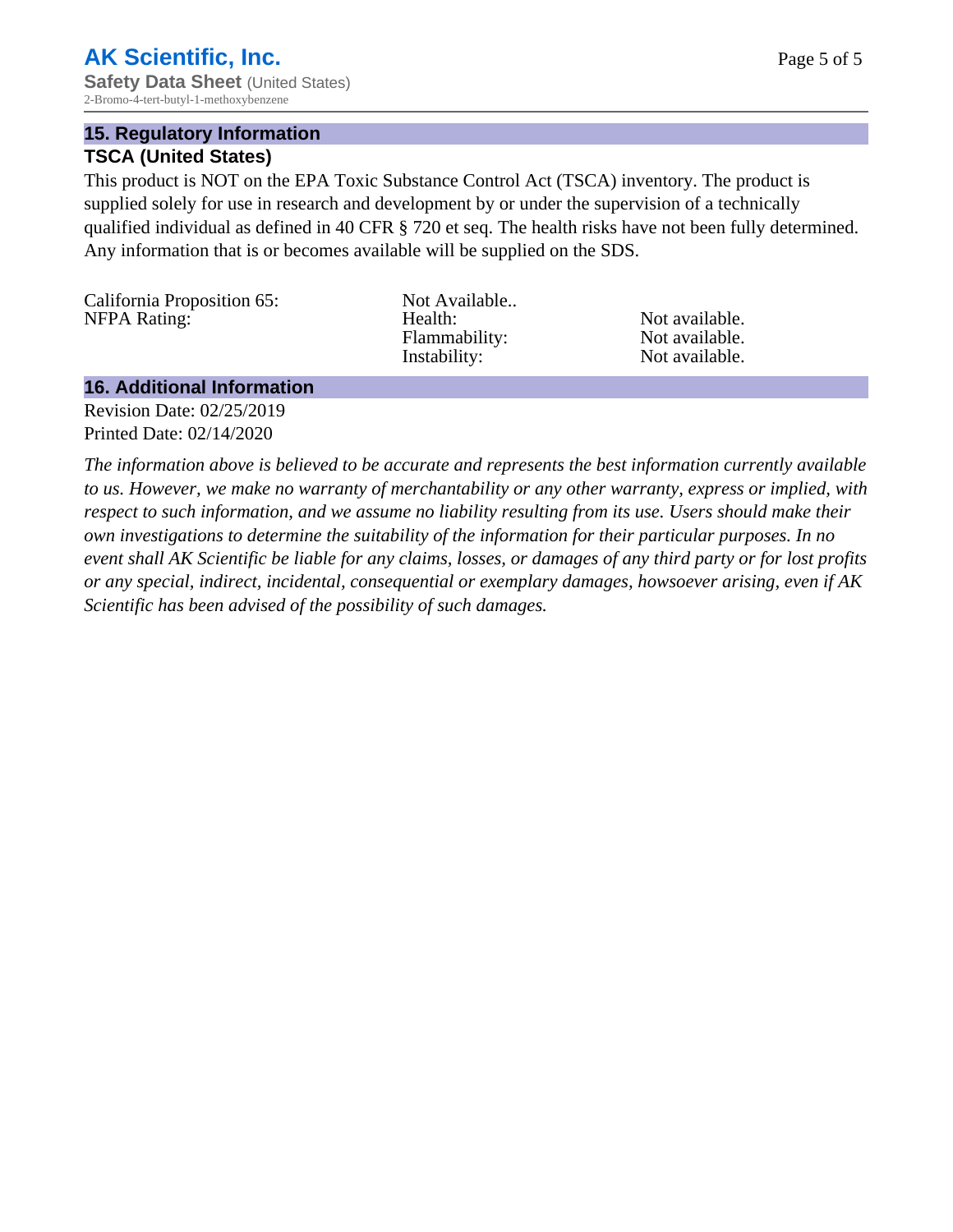## 15. Regulatory Information

### TSCA (United States)

This product is NOT on the EPA Toxic Substance Control Act (TSCA) inventory. The product is supplied solely for use in research and development by or under the supervision of a technically qualified individual as defined in 40 CFR § 720 et seq. The health risks have not been fully determined. Any information that is or becomes available will be supplied on the SDS.

| | | |
|---|---|---|
| California Proposition 65: | Not Available.. | |
| NFPA Rating: | Health: | Not available. |
| | Flammability: | Not available. |
| | Instability: | Not available. |

## 16. Additional Information

Revision Date: 02/25/2019
Printed Date: 02/14/2020

*The information above is believed to be accurate and represents the best information currently available to us. However, we make no warranty of merchantability or any other warranty, express or implied, with respect to such information, and we assume no liability resulting from its use. Users should make their own investigations to determine the suitability of the information for their particular purposes. In no event shall AK Scientific be liable for any claims, losses, or damages of any third party or for lost profits or any special, indirect, incidental, consequential or exemplary damages, howsoever arising, even if AK Scientific has been advised of the possibility of such damages.*